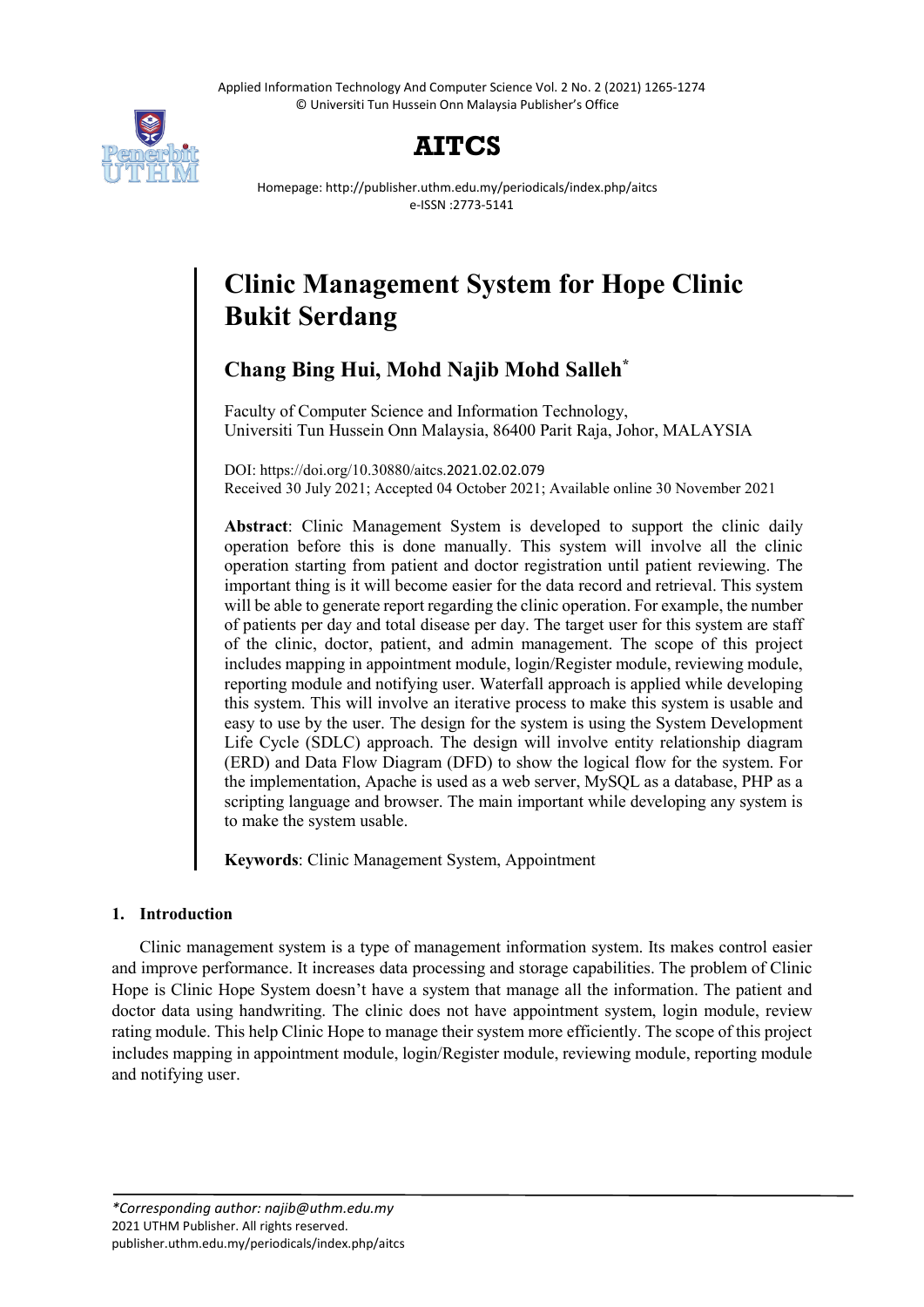# Clinic Management System for Hope Clinic Bukit Serdang

**Chang Bing Hui, Mohd Najib Mohd Salleh***

Faculty of Computer Science and Information Technology,
Universiti Tun Hussein Onn Malaysia, 86400 Parit Raja, Johor, MALAYSIA

DOI: https://doi.org/10.30880/aitcs.2021.02.02.079
Received 30 July 2021; Accepted 04 October 2021; Available online 30 November 2021

**Abstract**: Clinic Management System is developed to support the clinic daily operation before this is done manually. This system will involve all the clinic operation starting from patient and doctor registration until patient reviewing. The important thing is it will become easier for the data record and retrieval. This system will be able to generate report regarding the clinic operation. For example, the number of patients per day and total disease per day. The target user for this system are staff of the clinic, doctor, patient, and admin management. The scope of this project includes mapping in appointment module, login/Register module, reviewing module, reporting module and notifying user. Waterfall approach is applied while developing this system. This will involve an iterative process to make this system is usable and easy to use by the user. The design for the system is using the System Development Life Cycle (SDLC) approach. The design will involve entity relationship diagram (ERD) and Data Flow Diagram (DFD) to show the logical flow for the system. For the implementation, Apache is used as a web server, MySQL as a database, PHP as a scripting language and browser. The main important while developing any system is to make the system usable.

**Keywords**: Clinic Management System, Appointment

## 1. Introduction

Clinic management system is a type of management information system. Its makes control easier and improve performance. It increases data processing and storage capabilities. The problem of Clinic Hope is Clinic Hope System doesn't have a system that manage all the information. The patient and doctor data using handwriting. The clinic does not have appointment system, login module, review rating module. This help Clinic Hope to manage their system more efficiently. The scope of this project includes mapping in appointment module, login/Register module, reviewing module, reporting module and notifying user.

*\*Corresponding author: najib@uthm.edu.my*
2021 UTHM Publisher. All rights reserved.
publisher.uthm.edu.my/periodicals/index.php/aitcs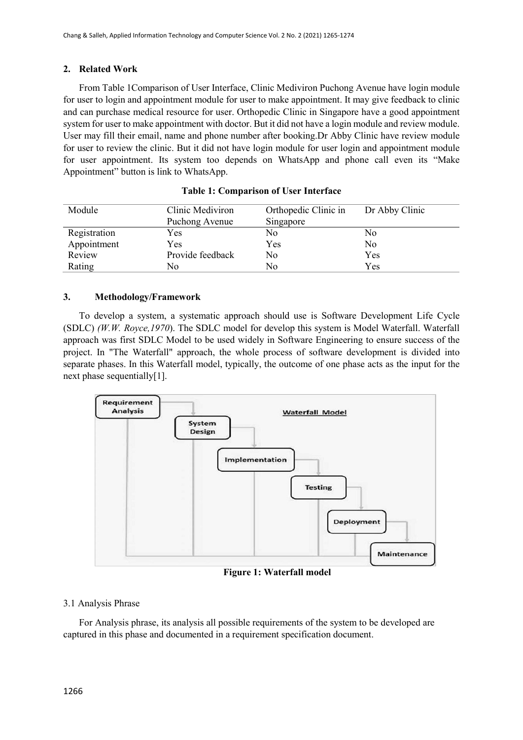## 2. Related Work

From Table 1Comparison of User Interface, Clinic Mediviron Puchong Avenue have login module for user to login and appointment module for user to make appointment. It may give feedback to clinic and can purchase medical resource for user. Orthopedic Clinic in Singapore have a good appointment system for user to make appointment with doctor. But it did not have a login module and review module. User may fill their email, name and phone number after booking.Dr Abby Clinic have review module for user to review the clinic. But it did not have login module for user login and appointment module for user appointment. Its system too depends on WhatsApp and phone call even its "Make Appointment" button is link to WhatsApp.

**Table 1: Comparison of User Interface**

| Module | Clinic Mediviron Puchong Avenue | Orthopedic Clinic in Singapore | Dr Abby Clinic |
|---|---|---|---|
| Registration | Yes | No | No |
| Appointment | Yes | Yes | No |
| Review | Provide feedback | No | Yes |
| Rating | No | No | Yes |

## 3. Methodology/Framework

To develop a system, a systematic approach should use is Software Development Life Cycle (SDLC) *(W.W. Royce,1970*). The SDLC model for develop this system is Model Waterfall. Waterfall approach was first SDLC Model to be used widely in Software Engineering to ensure success of the project. In "The Waterfall" approach, the whole process of software development is divided into separate phases. In this Waterfall model, typically, the outcome of one phase acts as the input for the next phase sequentially[1].

**Figure 1: Waterfall model**

### 3.1 Analysis Phrase

For Analysis phrase, its analysis all possible requirements of the system to be developed are captured in this phase and documented in a requirement specification document.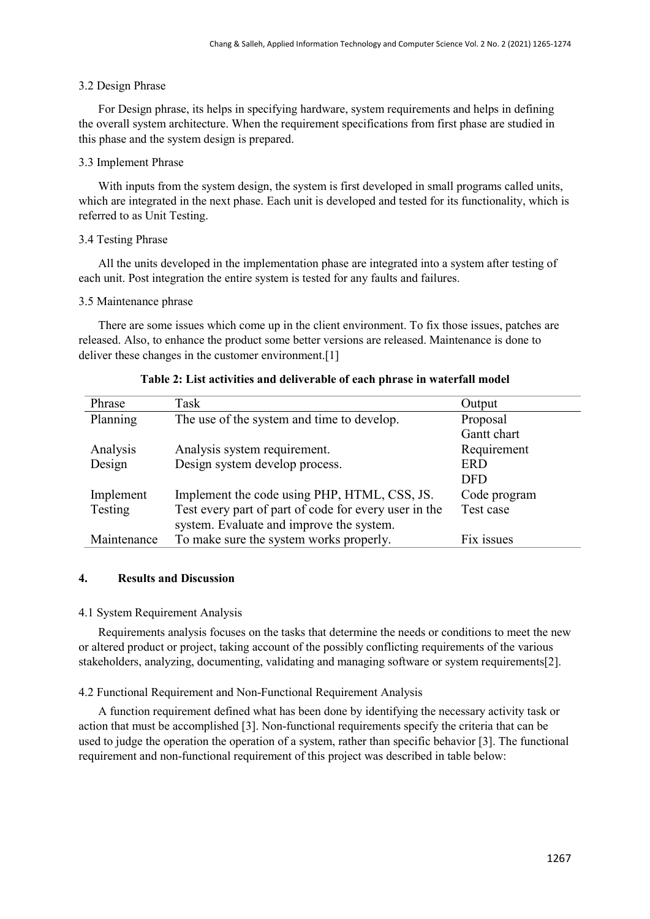### 3.2 Design Phrase

For Design phrase, its helps in specifying hardware, system requirements and helps in defining the overall system architecture. When the requirement specifications from first phase are studied in this phase and the system design is prepared.

### 3.3 Implement Phrase

With inputs from the system design, the system is first developed in small programs called units, which are integrated in the next phase. Each unit is developed and tested for its functionality, which is referred to as Unit Testing.

### 3.4 Testing Phrase

All the units developed in the implementation phase are integrated into a system after testing of each unit. Post integration the entire system is tested for any faults and failures.

### 3.5 Maintenance phrase

There are some issues which come up in the client environment. To fix those issues, patches are released. Also, to enhance the product some better versions are released. Maintenance is done to deliver these changes in the customer environment.[1]

**Table 2: List activities and deliverable of each phrase in waterfall model**

| Phrase | Task | Output |
|---|---|---|
| Planning | The use of the system and time to develop. | Proposal<br>Gantt chart |
| Analysis | Analysis system requirement. | Requirement |
| Design | Design system develop process. | ERD<br>DFD |
| Implement | Implement the code using PHP, HTML, CSS, JS. | Code program |
| Testing | Test every part of part of code for every user in the system. Evaluate and improve the system. | Test case |
| Maintenance | To make sure the system works properly. | Fix issues |

## 4. Results and Discussion

### 4.1 System Requirement Analysis

Requirements analysis focuses on the tasks that determine the needs or conditions to meet the new or altered product or project, taking account of the possibly conflicting requirements of the various stakeholders, analyzing, documenting, validating and managing software or system requirements[2].

### 4.2 Functional Requirement and Non-Functional Requirement Analysis

A function requirement defined what has been done by identifying the necessary activity task or action that must be accomplished [3]. Non-functional requirements specify the criteria that can be used to judge the operation the operation of a system, rather than specific behavior [3]. The functional requirement and non-functional requirement of this project was described in table below: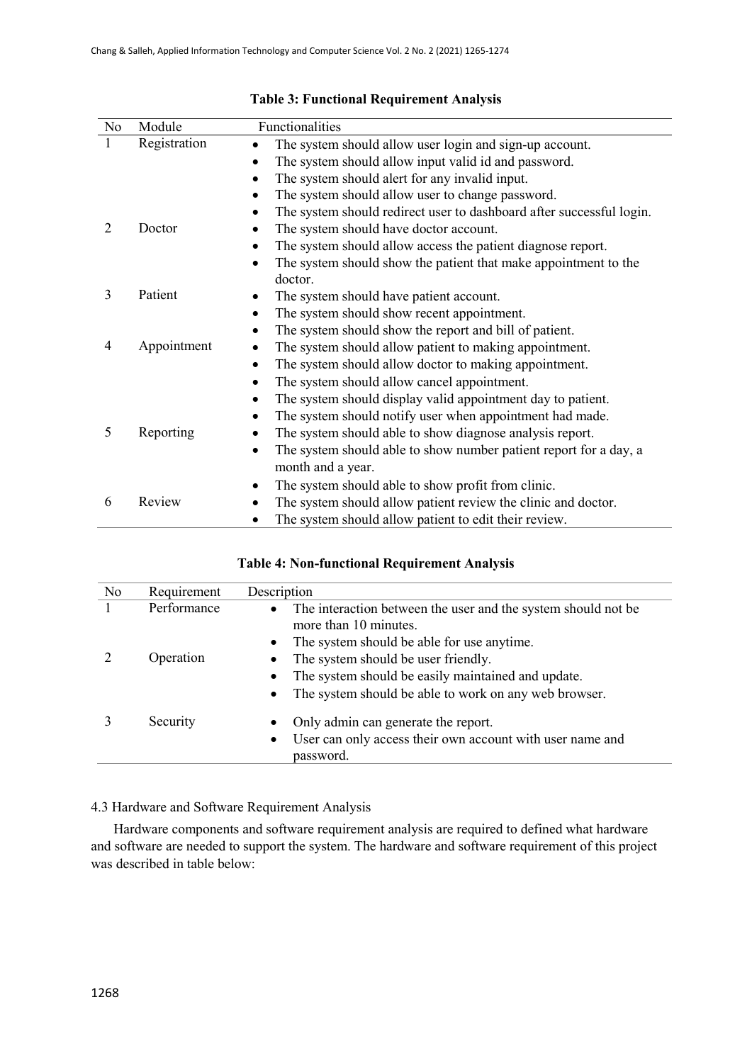**Table 3: Functional Requirement Analysis**

| No | Module | Functionalities |
|---|---|---|
| 1 | Registration | • The system should allow user login and sign-up account.<br>• The system should allow input valid id and password.<br>• The system should alert for any invalid input.<br>• The system should allow user to change password.<br>• The system should redirect user to dashboard after successful login. |
| 2 | Doctor | • The system should have doctor account.<br>• The system should allow access the patient diagnose report.<br>• The system should show the patient that make appointment to the doctor. |
| 3 | Patient | • The system should have patient account.<br>• The system should show recent appointment.<br>• The system should show the report and bill of patient. |
| 4 | Appointment | • The system should allow patient to making appointment.<br>• The system should allow doctor to making appointment.<br>• The system should allow cancel appointment.<br>• The system should display valid appointment day to patient.<br>• The system should notify user when appointment had made. |
| 5 | Reporting | • The system should able to show diagnose analysis report.<br>• The system should able to show number patient report for a day, a month and a year.<br>• The system should able to show profit from clinic. |
| 6 | Review | • The system should allow patient review the clinic and doctor.<br>• The system should allow patient to edit their review. |

**Table 4: Non-functional Requirement Analysis**

| No | Requirement | Description |
|---|---|---|
| 1 | Performance | • The interaction between the user and the system should not be more than 10 minutes.<br>• The system should be able for use anytime. |
| 2 | Operation | • The system should be user friendly.<br>• The system should be easily maintained and update.<br>• The system should be able to work on any web browser. |
| 3 | Security | • Only admin can generate the report.<br>• User can only access their own account with user name and password. |

4.3 Hardware and Software Requirement Analysis

Hardware components and software requirement analysis are required to defined what hardware and software are needed to support the system. The hardware and software requirement of this project was described in table below: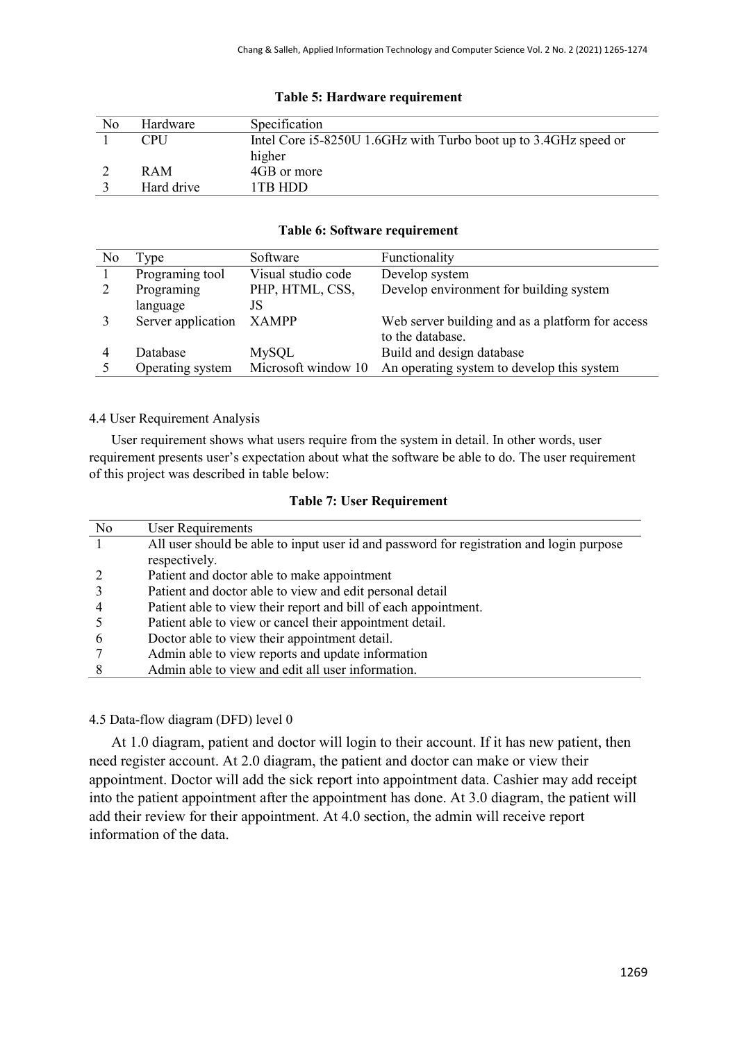**Table 5: Hardware requirement**

| No | Hardware | Specification |
|---|---|---|
| 1 | CPU | Intel Core i5-8250U 1.6GHz with Turbo boot up to 3.4GHz speed or higher |
| 2 | RAM | 4GB or more |
| 3 | Hard drive | 1TB HDD |

**Table 6: Software requirement**

| No | Type | Software | Functionality |
|---|---|---|---|
| 1 | Programing tool | Visual studio code | Develop system |
| 2 | Programing language | PHP, HTML, CSS, JS | Develop environment for building system |
| 3 | Server application | XAMPP | Web server building and as a platform for access to the database. |
| 4 | Database | MySQL | Build and design database |
| 5 | Operating system | Microsoft window 10 | An operating system to develop this system |

### 4.4 User Requirement Analysis

User requirement shows what users require from the system in detail. In other words, user requirement presents user's expectation about what the software be able to do. The user requirement of this project was described in table below:

**Table 7: User Requirement**

| No | User Requirements |
|---|---|
| 1 | All user should be able to input user id and password for registration and login purpose respectively. |
| 2 | Patient and doctor able to make appointment |
| 3 | Patient and doctor able to view and edit personal detail |
| 4 | Patient able to view their report and bill of each appointment. |
| 5 | Patient able to view or cancel their appointment detail. |
| 6 | Doctor able to view their appointment detail. |
| 7 | Admin able to view reports and update information |
| 8 | Admin able to view and edit all user information. |

### 4.5 Data-flow diagram (DFD) level 0

At 1.0 diagram, patient and doctor will login to their account. If it has new patient, then need register account. At 2.0 diagram, the patient and doctor can make or view their appointment. Doctor will add the sick report into appointment data. Cashier may add receipt into the patient appointment after the appointment has done. At 3.0 diagram, the patient will add their review for their appointment. At 4.0 section, the admin will receive report information of the data.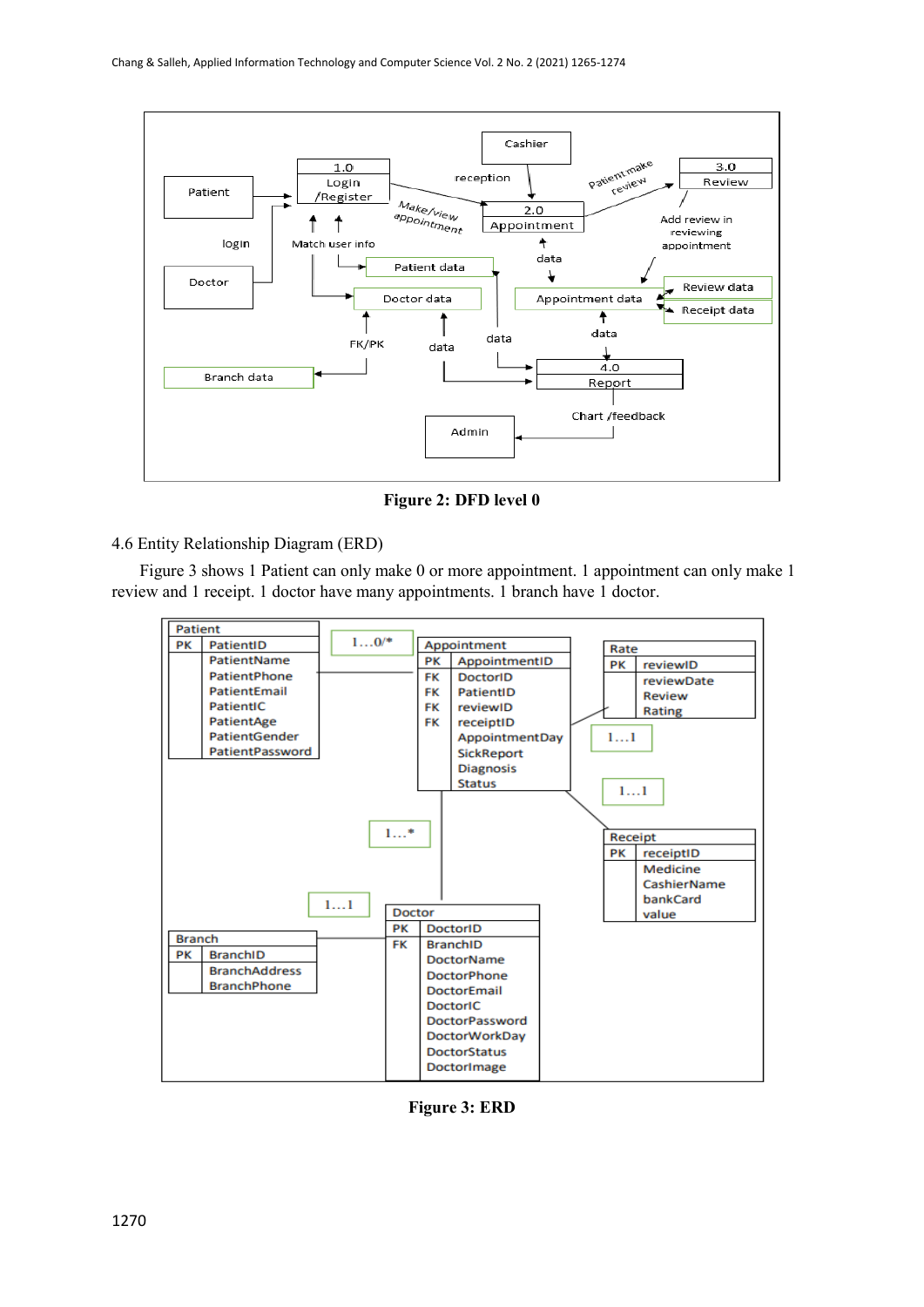Figure 2: DFD level 0

4.6 Entity Relationship Diagram (ERD)

Figure 3 shows 1 Patient can only make 0 or more appointment. 1 appointment can only make 1 review and 1 receipt. 1 doctor have many appointments. 1 branch have 1 doctor.

Figure 3: ERD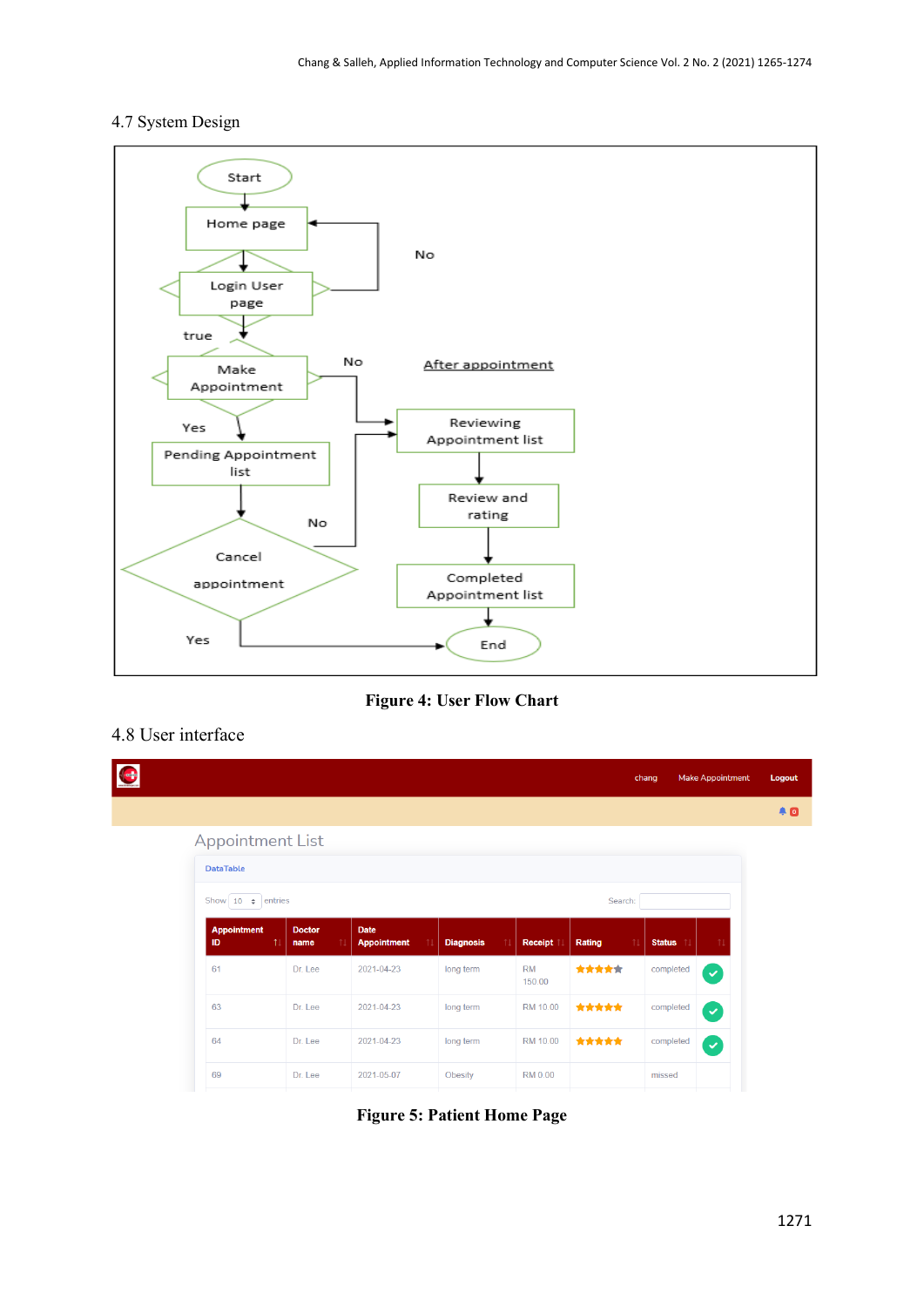## 4.7 System Design

Figure 4: User Flow Chart

## 4.8 User interface

Figure 5: Patient Home Page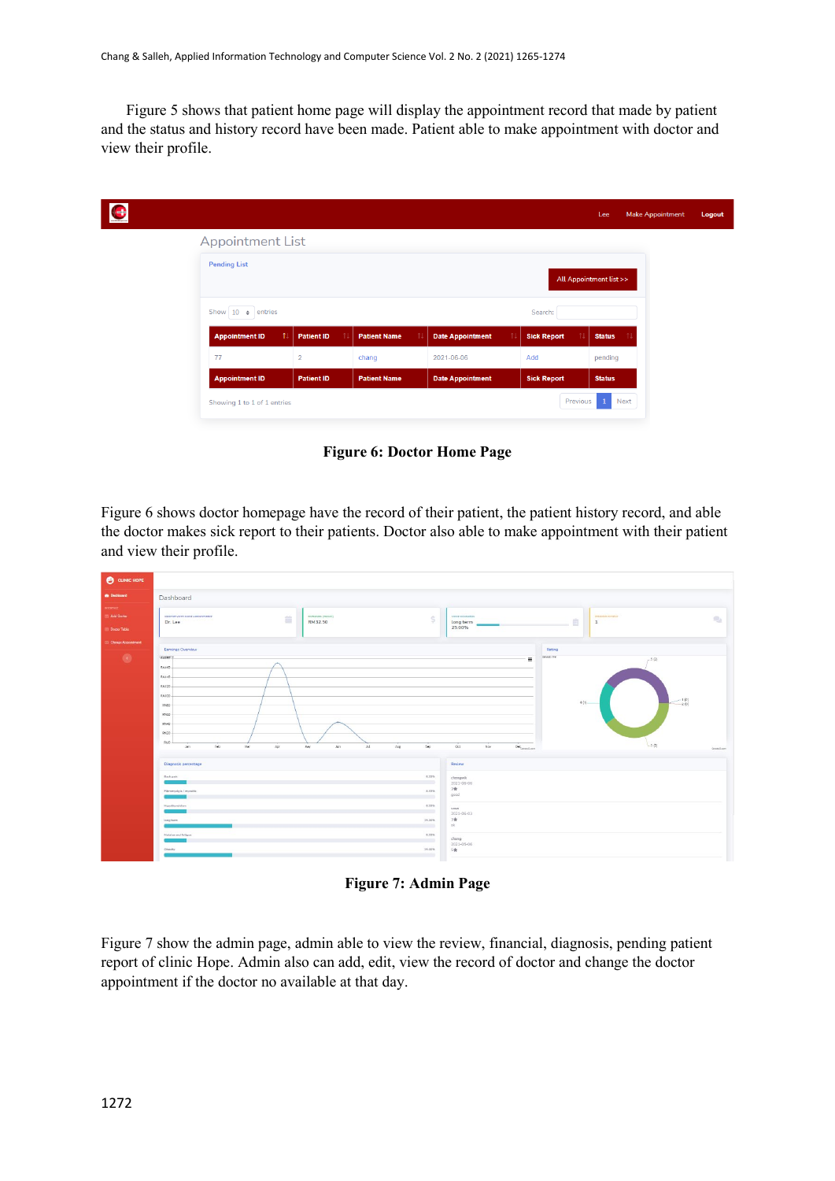Figure 5 shows that patient home page will display the appointment record that made by patient and the status and history record have been made. Patient able to make appointment with doctor and view their profile.

**Figure 6: Doctor Home Page**

Figure 6 shows doctor homepage have the record of their patient, the patient history record, and able the doctor makes sick report to their patients. Doctor also able to make appointment with their patient and view their profile.

**Figure 7: Admin Page**

Figure 7 show the admin page, admin able to view the review, financial, diagnosis, pending patient report of clinic Hope. Admin also can add, edit, view the record of doctor and change the doctor appointment if the doctor no available at that day.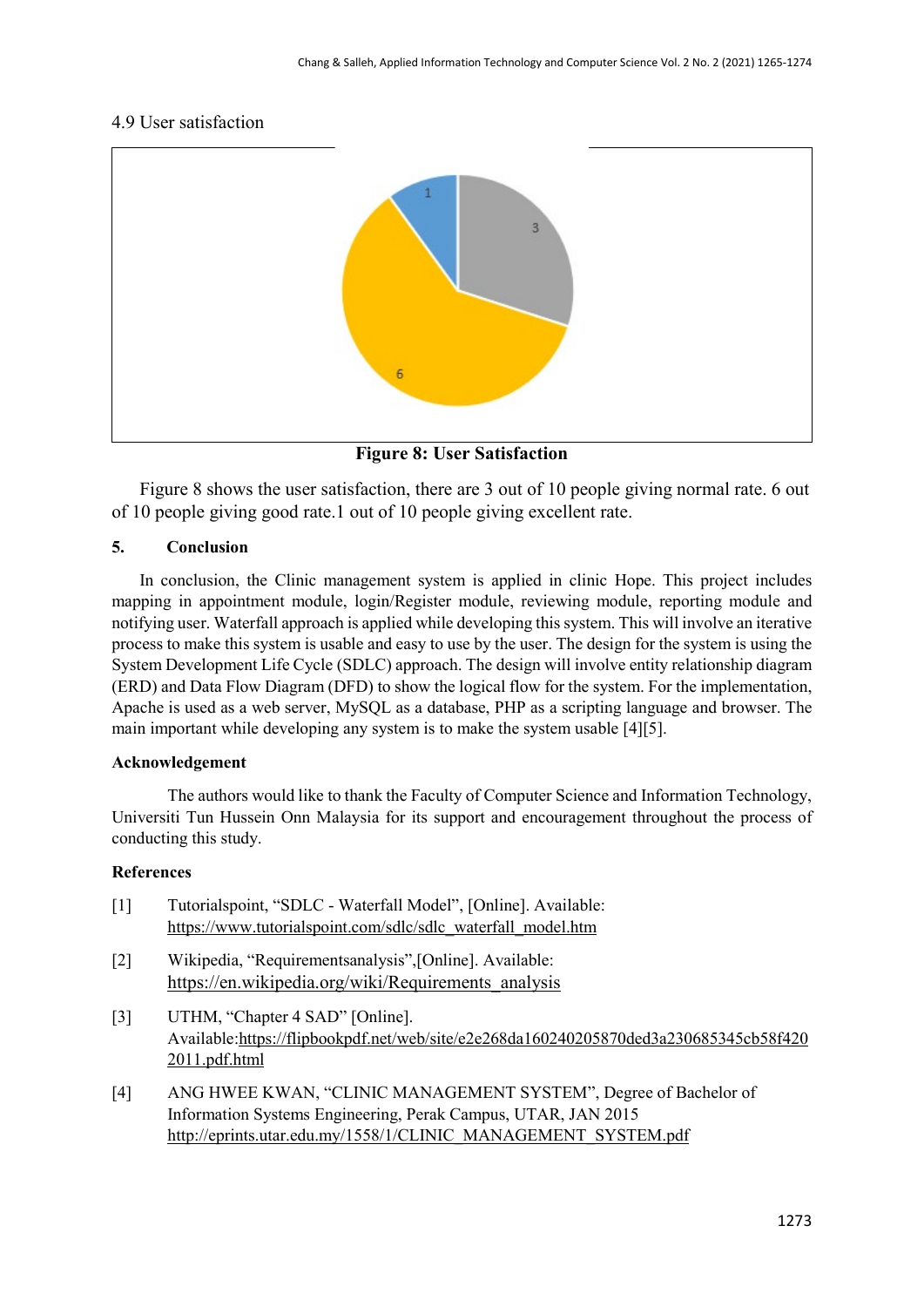4.9 User satisfaction

**Figure 8: User Satisfaction**

Figure 8 shows the user satisfaction, there are 3 out of 10 people giving normal rate. 6 out of 10 people giving good rate.1 out of 10 people giving excellent rate.

## 5. Conclusion

In conclusion, the Clinic management system is applied in clinic Hope. This project includes mapping in appointment module, login/Register module, reviewing module, reporting module and notifying user. Waterfall approach is applied while developing this system. This will involve an iterative process to make this system is usable and easy to use by the user. The design for the system is using the System Development Life Cycle (SDLC) approach. The design will involve entity relationship diagram (ERD) and Data Flow Diagram (DFD) to show the logical flow for the system. For the implementation, Apache is used as a web server, MySQL as a database, PHP as a scripting language and browser. The main important while developing any system is to make the system usable [4][5].

## Acknowledgement

The authors would like to thank the Faculty of Computer Science and Information Technology, Universiti Tun Hussein Onn Malaysia for its support and encouragement throughout the process of conducting this study.

## References

[1] Tutorialspoint, "SDLC - Waterfall Model", [Online]. Available: https://www.tutorialspoint.com/sdlc/sdlc_waterfall_model.htm

[2] Wikipedia, "Requirementsanalysis",[Online]. Available: https://en.wikipedia.org/wiki/Requirements_analysis

[3] UTHM, "Chapter 4 SAD" [Online]. Available:https://flipbookpdf.net/web/site/e2e268da160240205870ded3a230685345cb58f4202011.pdf.html

[4] ANG HWEE KWAN, "CLINIC MANAGEMENT SYSTEM", Degree of Bachelor of Information Systems Engineering, Perak Campus, UTAR, JAN 2015 http://eprints.utar.edu.my/1558/1/CLINIC_MANAGEMENT_SYSTEM.pdf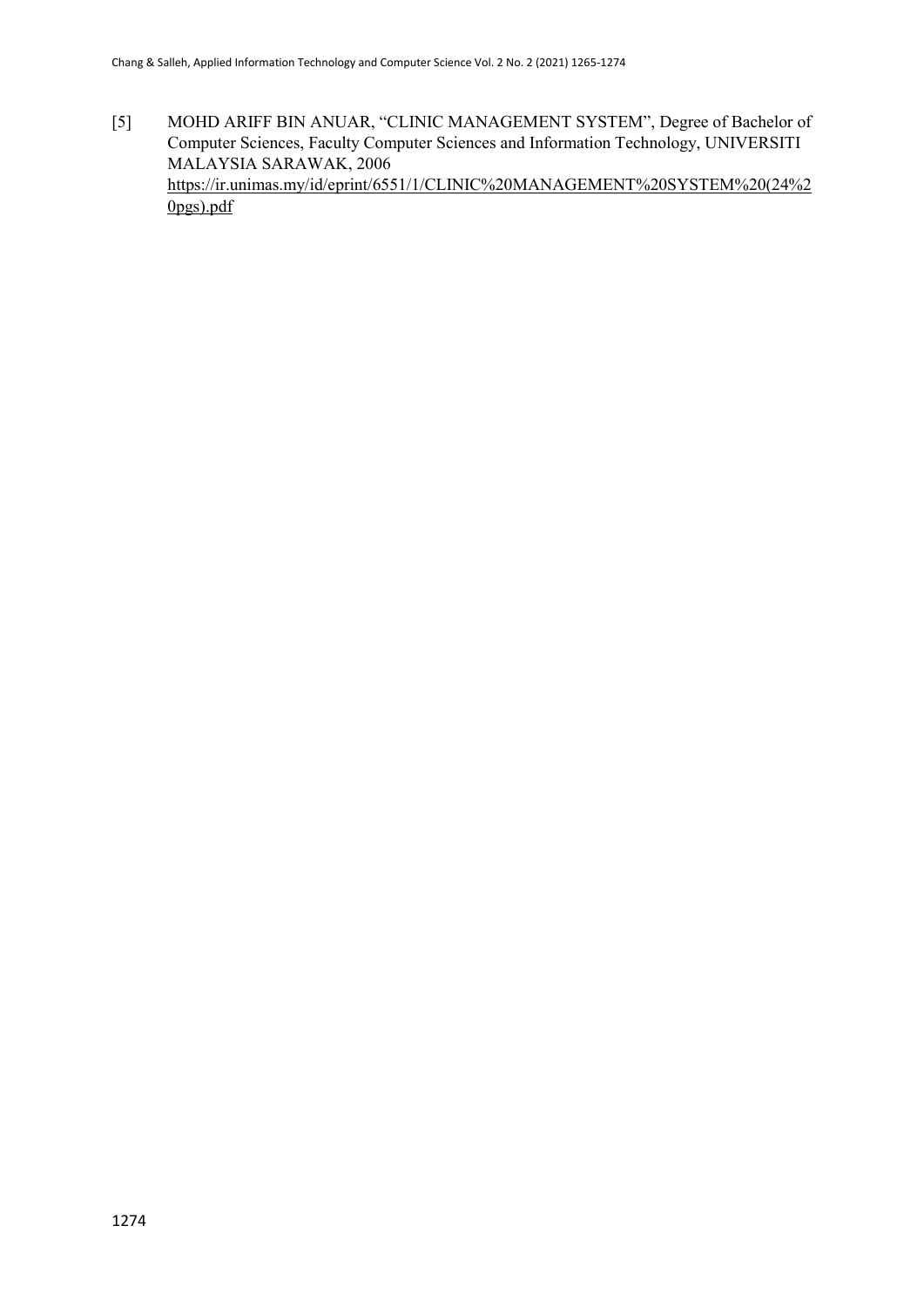[5] MOHD ARIFF BIN ANUAR, "CLINIC MANAGEMENT SYSTEM", Degree of Bachelor of Computer Sciences, Faculty Computer Sciences and Information Technology, UNIVERSITI MALAYSIA SARAWAK, 2006 https://ir.unimas.my/id/eprint/6551/1/CLINIC%20MANAGEMENT%20SYSTEM%20(24%20pgs).pdf